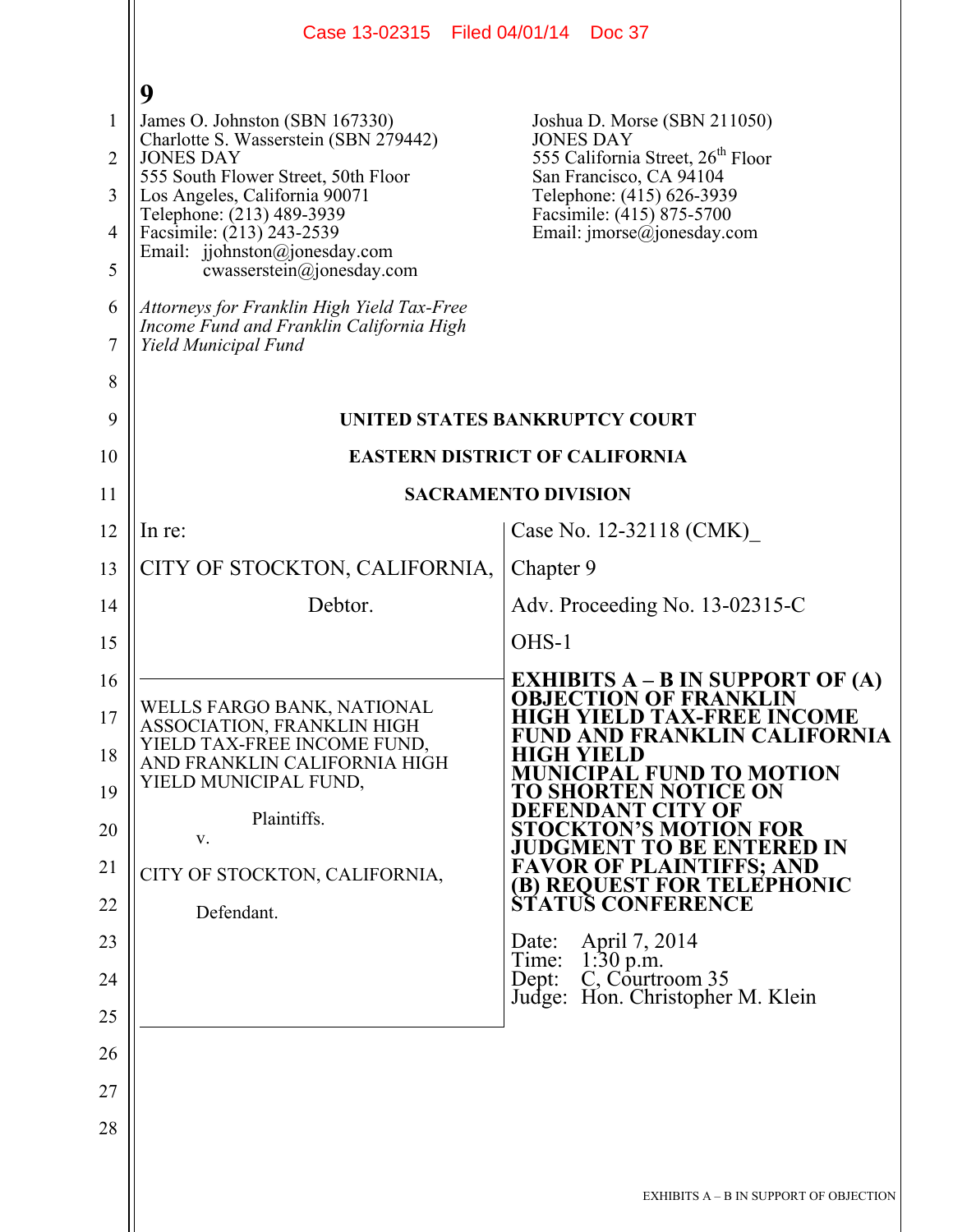James O. Johnston (SBN 167330)
Charlotte S. Wasserstein (SBN 279442)
JONES DAY
555 South Flower Street, 50th Floor
Los Angeles, California 90071
Telephone: (213) 489-3939
Facsimile: (213) 243-2539
Email: jjohnston@jonesday.com
cwasserstein@jonesday.com

Joshua D. Morse (SBN 211050)
JONES DAY
555 California Street, 26th Floor
San Francisco, CA 94104
Telephone: (415) 626-3939
Facsimile: (415) 875-5700
Email: jmorse@jonesday.com

*Attorneys for Franklin High Yield Tax-Free Income Fund and Franklin California High Yield Municipal Fund*

**UNITED STATES BANKRUPTCY COURT**

**EASTERN DISTRICT OF CALIFORNIA**

**SACRAMENTO DIVISION**

In re:

CITY OF STOCKTON, CALIFORNIA,

Debtor.

Case No. 12-32118 (CMK)_

Chapter 9

Adv. Proceeding No. 13-02315-C

OHS-1

WELLS FARGO BANK, NATIONAL ASSOCIATION, FRANKLIN HIGH YIELD TAX-FREE INCOME FUND, AND FRANKLIN CALIFORNIA HIGH YIELD MUNICIPAL FUND,

Plaintiffs.

v.

CITY OF STOCKTON, CALIFORNIA,

Defendant.

**EXHIBITS A – B IN SUPPORT OF (A) OBJECTION OF FRANKLIN HIGH YIELD TAX-FREE INCOME FUND AND FRANKLIN CALIFORNIA HIGH YIELD MUNICIPAL FUND TO MOTION TO SHORTEN NOTICE ON DEFENDANT CITY OF STOCKTON'S MOTION FOR JUDGMENT TO BE ENTERED IN FAVOR OF PLAINTIFFS; AND (B) REQUEST FOR TELEPHONIC STATUS CONFERENCE**

Date: April 7, 2014
Time: 1:30 p.m.
Dept: C, Courtroom 35
Judge: Hon. Christopher M. Klein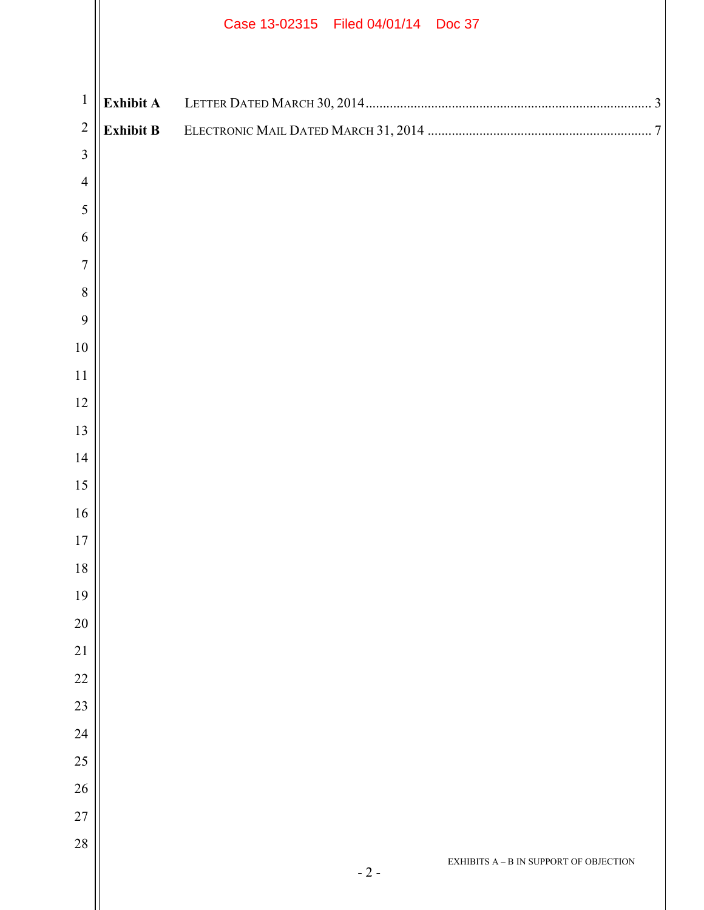| | | |
|---|---|---|
| **Exhibit A** | LETTER DATED MARCH 30, 2014 | 3 |
| **Exhibit B** | ELECTRONIC MAIL DATED MARCH 31, 2014 | 7 |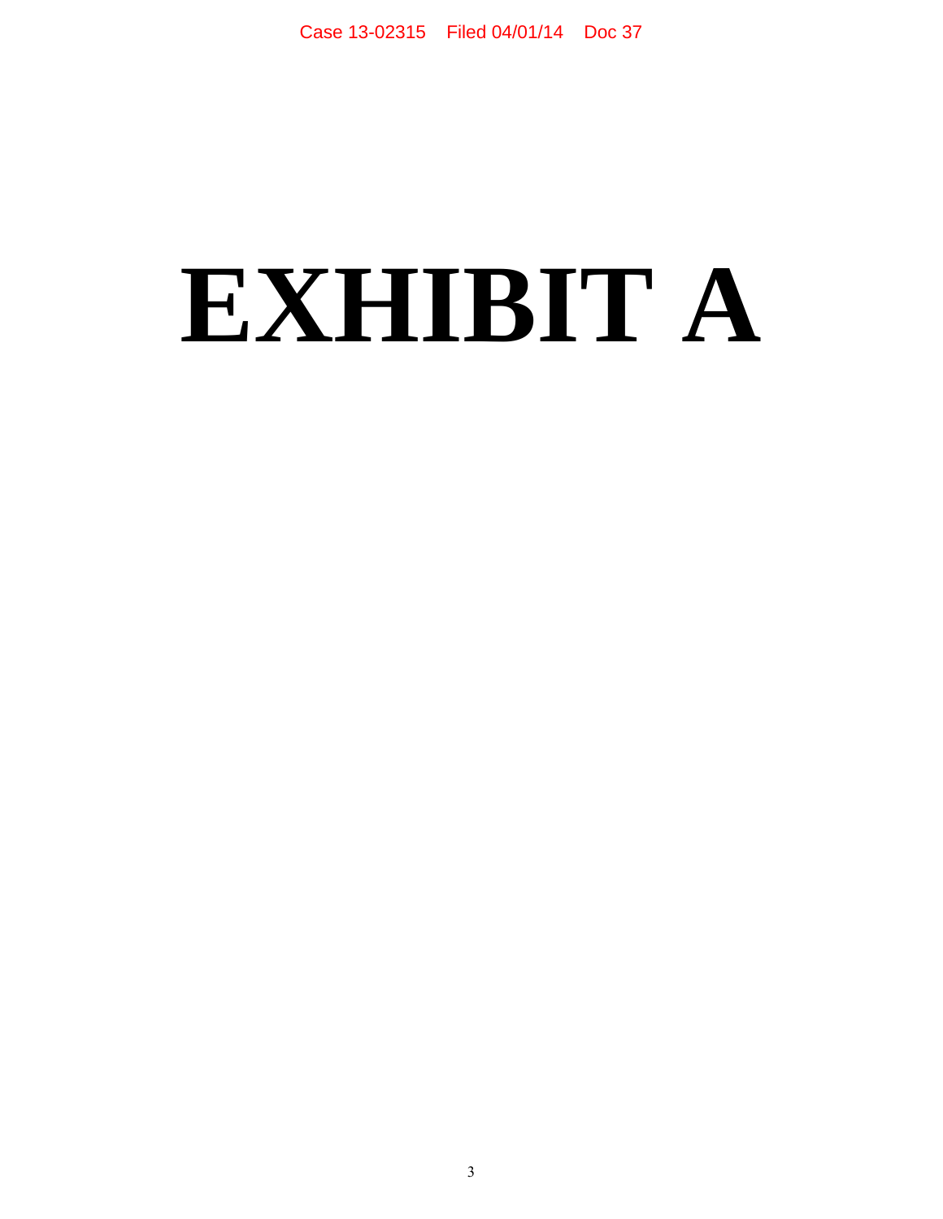# EXHIBIT A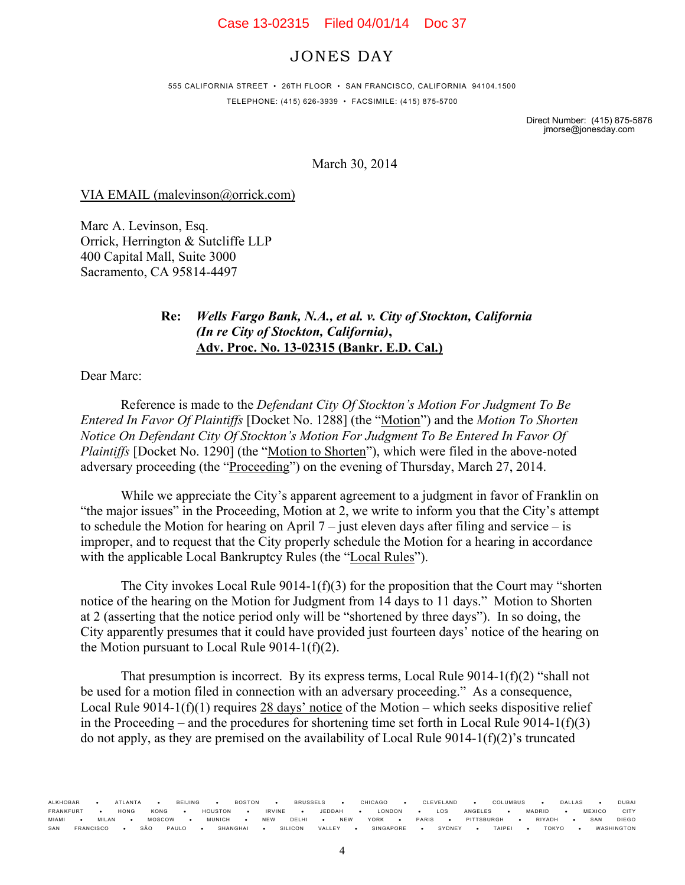# JONES DAY

555 CALIFORNIA STREET • 26TH FLOOR • SAN FRANCISCO, CALIFORNIA 94104.1500
TELEPHONE: (415) 626-3939 • FACSIMILE: (415) 875-5700

Direct Number: (415) 875-5876
jmorse@jonesday.com

March 30, 2014

VIA EMAIL (malevinson@orrick.com)

Marc A. Levinson, Esq.
Orrick, Herrington & Sutcliffe LLP
400 Capital Mall, Suite 3000
Sacramento, CA 95814-4497

**Re: *Wells Fargo Bank, N.A., et al. v. City of Stockton, California (In re City of Stockton, California)*, Adv. Proc. No. 13-02315 (Bankr. E.D. Cal.)**

Dear Marc:

Reference is made to the *Defendant City Of Stockton's Motion For Judgment To Be Entered In Favor Of Plaintiffs* [Docket No. 1288] (the "Motion") and the *Motion To Shorten Notice On Defendant City Of Stockton's Motion For Judgment To Be Entered In Favor Of Plaintiffs* [Docket No. 1290] (the "Motion to Shorten"), which were filed in the above-noted adversary proceeding (the "Proceeding") on the evening of Thursday, March 27, 2014.

While we appreciate the City's apparent agreement to a judgment in favor of Franklin on "the major issues" in the Proceeding, Motion at 2, we write to inform you that the City's attempt to schedule the Motion for hearing on April 7 – just eleven days after filing and service – is improper, and to request that the City properly schedule the Motion for a hearing in accordance with the applicable Local Bankruptcy Rules (the "Local Rules").

The City invokes Local Rule 9014-1(f)(3) for the proposition that the Court may "shorten notice of the hearing on the Motion for Judgment from 14 days to 11 days." Motion to Shorten at 2 (asserting that the notice period only will be "shortened by three days"). In so doing, the City apparently presumes that it could have provided just fourteen days' notice of the hearing on the Motion pursuant to Local Rule 9014-1(f)(2).

That presumption is incorrect. By its express terms, Local Rule 9014-1(f)(2) "shall not be used for a motion filed in connection with an adversary proceeding." As a consequence, Local Rule 9014-1(f)(1) requires 28 days' notice of the Motion – which seeks dispositive relief in the Proceeding – and the procedures for shortening time set forth in Local Rule 9014-1(f)(3) do not apply, as they are premised on the availability of Local Rule 9014-1(f)(2)'s truncated

ALKHOBAR • ATLANTA • BEIJING • BOSTON • BRUSSELS • CHICAGO • CLEVELAND • COLUMBUS • DALLAS • DUBAI FRANKFURT • HONG KONG • HOUSTON • IRVINE • JEDDAH • LONDON • LOS ANGELES • MADRID • MEXICO CITY MIAMI • MILAN • MOSCOW • MUNICH • NEW DELHI • NEW YORK • PARIS • PITTSBURGH • RIYADH • SAN DIEGO SAN FRANCISCO • SÃO PAULO • SHANGHAI • SILICON VALLEY • SINGAPORE • SYDNEY • TAIPEI • TOKYO • WASHINGTON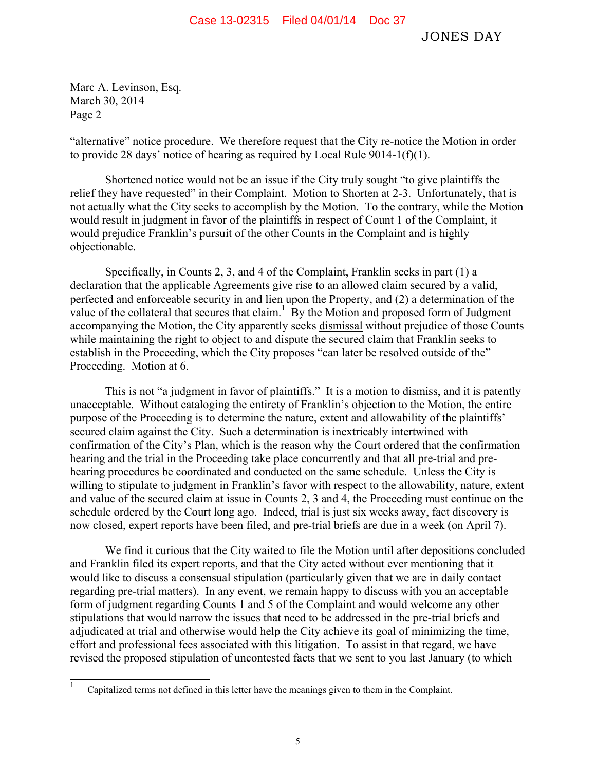Marc A. Levinson, Esq.
March 30, 2014
Page 2

"alternative" notice procedure. We therefore request that the City re-notice the Motion in order to provide 28 days' notice of hearing as required by Local Rule 9014-1(f)(1).

Shortened notice would not be an issue if the City truly sought "to give plaintiffs the relief they have requested" in their Complaint. Motion to Shorten at 2-3. Unfortunately, that is not actually what the City seeks to accomplish by the Motion. To the contrary, while the Motion would result in judgment in favor of the plaintiffs in respect of Count 1 of the Complaint, it would prejudice Franklin's pursuit of the other Counts in the Complaint and is highly objectionable.

Specifically, in Counts 2, 3, and 4 of the Complaint, Franklin seeks in part (1) a declaration that the applicable Agreements give rise to an allowed claim secured by a valid, perfected and enforceable security in and lien upon the Property, and (2) a determination of the value of the collateral that secures that claim.[1] By the Motion and proposed form of Judgment accompanying the Motion, the City apparently seeks <u>dismissal</u> without prejudice of those Counts while maintaining the right to object to and dispute the secured claim that Franklin seeks to establish in the Proceeding, which the City proposes "can later be resolved outside of the" Proceeding. Motion at 6.

This is not "a judgment in favor of plaintiffs." It is a motion to dismiss, and it is patently unacceptable. Without cataloging the entirety of Franklin's objection to the Motion, the entire purpose of the Proceeding is to determine the nature, extent and allowability of the plaintiffs' secured claim against the City. Such a determination is inextricably intertwined with confirmation of the City's Plan, which is the reason why the Court ordered that the confirmation hearing and the trial in the Proceeding take place concurrently and that all pre-trial and pre-hearing procedures be coordinated and conducted on the same schedule. Unless the City is willing to stipulate to judgment in Franklin's favor with respect to the allowability, nature, extent and value of the secured claim at issue in Counts 2, 3 and 4, the Proceeding must continue on the schedule ordered by the Court long ago. Indeed, trial is just six weeks away, fact discovery is now closed, expert reports have been filed, and pre-trial briefs are due in a week (on April 7).

We find it curious that the City waited to file the Motion until after depositions concluded and Franklin filed its expert reports, and that the City acted without ever mentioning that it would like to discuss a consensual stipulation (particularly given that we are in daily contact regarding pre-trial matters). In any event, we remain happy to discuss with you an acceptable form of judgment regarding Counts 1 and 5 of the Complaint and would welcome any other stipulations that would narrow the issues that need to be addressed in the pre-trial briefs and adjudicated at trial and otherwise would help the City achieve its goal of minimizing the time, effort and professional fees associated with this litigation. To assist in that regard, we have revised the proposed stipulation of uncontested facts that we sent to you last January (to which

[1] Capitalized terms not defined in this letter have the meanings given to them in the Complaint.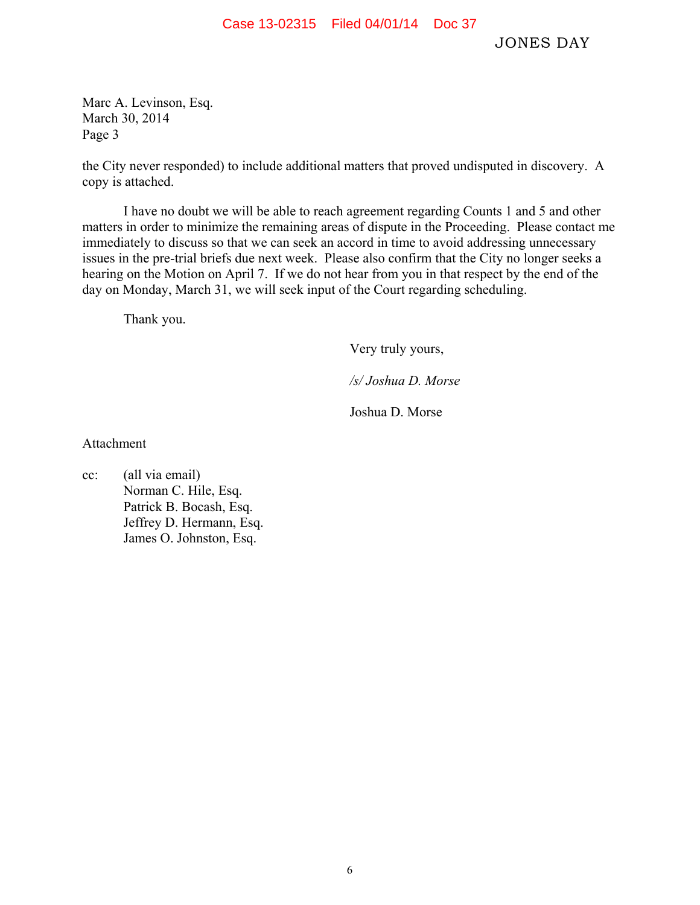Marc A. Levinson, Esq.
March 30, 2014
Page 3

the City never responded) to include additional matters that proved undisputed in discovery. A copy is attached.

I have no doubt we will be able to reach agreement regarding Counts 1 and 5 and other matters in order to minimize the remaining areas of dispute in the Proceeding. Please contact me immediately to discuss so that we can seek an accord in time to avoid addressing unnecessary issues in the pre-trial briefs due next week. Please also confirm that the City no longer seeks a hearing on the Motion on April 7. If we do not hear from you in that respect by the end of the day on Monday, March 31, we will seek input of the Court regarding scheduling.

Thank you.

Very truly yours,

*/s/ Joshua D. Morse*

Joshua D. Morse

Attachment

cc: (all via email)
Norman C. Hile, Esq.
Patrick B. Bocash, Esq.
Jeffrey D. Hermann, Esq.
James O. Johnston, Esq.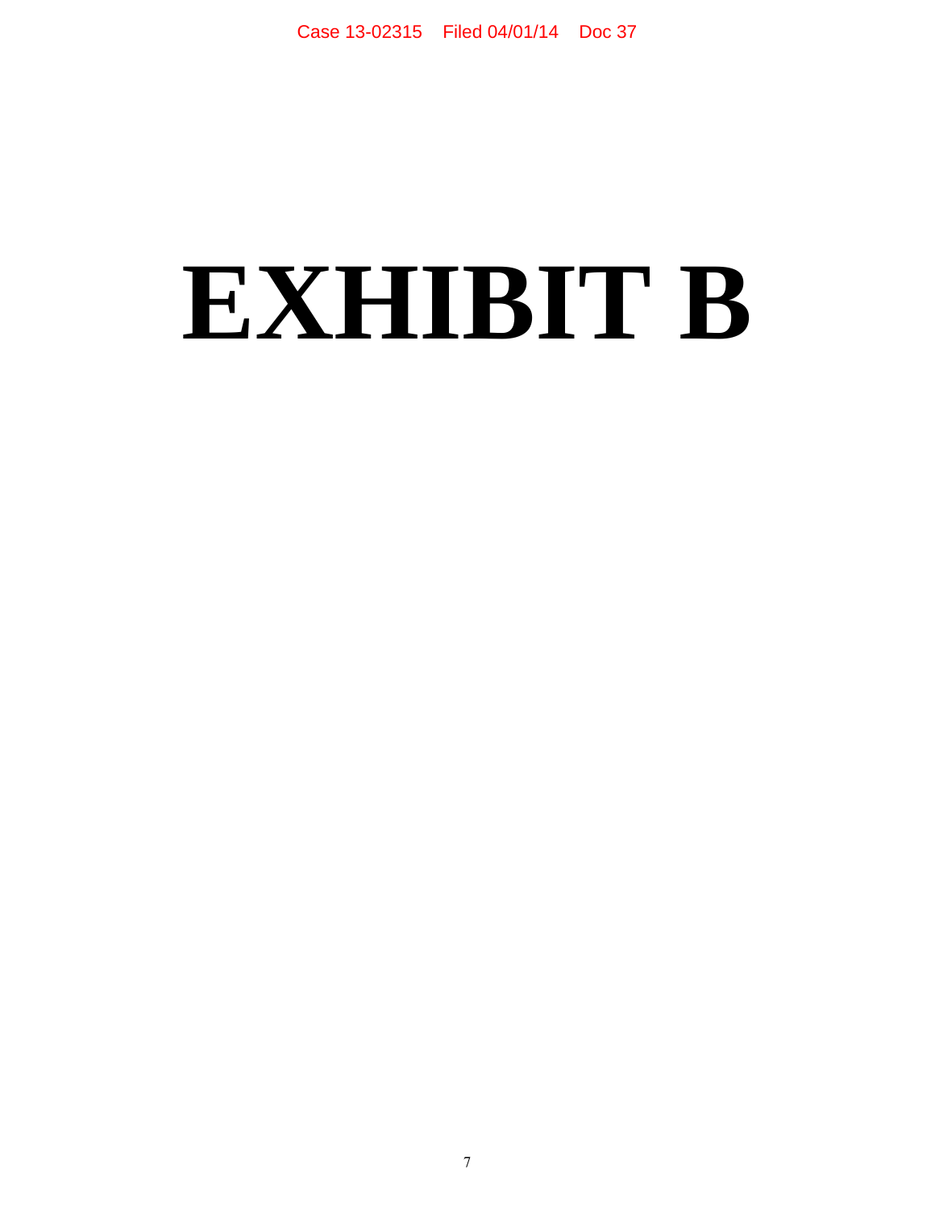# EXHIBIT B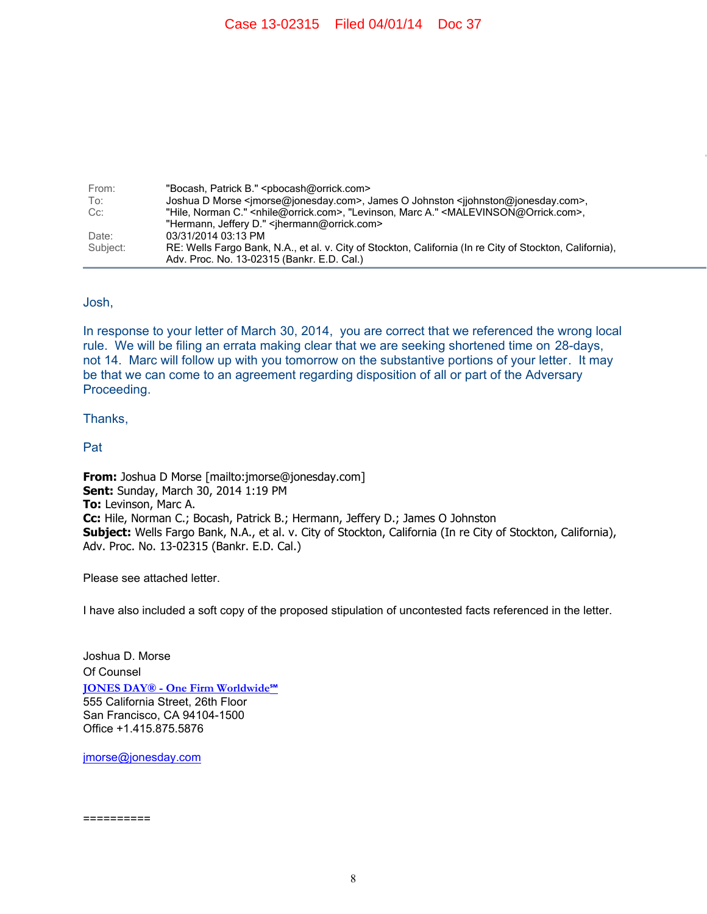Case 13-02315 Filed 04/01/14 Doc 37

| | |
|---|---|
| From: | "Bocash, Patrick B." <pbocash@orrick.com> |
| To: | Joshua D Morse <jmorse@jonesday.com>, James O Johnston <jjohnston@jonesday.com>, |
| Cc: | "Hile, Norman C." <nhile@orrick.com>, "Levinson, Marc A." <MALEVINSON@Orrick.com>, "Hermann, Jeffery D." <jhermann@orrick.com> |
| Date: | 03/31/2014 03:13 PM |
| Subject: | RE: Wells Fargo Bank, N.A., et al. v. City of Stockton, California (In re City of Stockton, California), Adv. Proc. No. 13-02315 (Bankr. E.D. Cal.) |

Josh,

In response to your letter of March 30, 2014, you are correct that we referenced the wrong local rule. We will be filing an errata making clear that we are seeking shortened time on 28-days, not 14. Marc will follow up with you tomorrow on the substantive portions of your letter. It may be that we can come to an agreement regarding disposition of all or part of the Adversary Proceeding.

Thanks,

Pat

**From:** Joshua D Morse [mailto:jmorse@jonesday.com]
**Sent:** Sunday, March 30, 2014 1:19 PM
**To:** Levinson, Marc A.
**Cc:** Hile, Norman C.; Bocash, Patrick B.; Hermann, Jeffery D.; James O Johnston
**Subject:** Wells Fargo Bank, N.A., et al. v. City of Stockton, California (In re City of Stockton, California), Adv. Proc. No. 13-02315 (Bankr. E.D. Cal.)

Please see attached letter.

I have also included a soft copy of the proposed stipulation of uncontested facts referenced in the letter.

Joshua D. Morse
Of Counsel
JONES DAY® - One Firm Worldwide℠
555 California Street, 26th Floor
San Francisco, CA 94104-1500
Office +1.415.875.5876

jmorse@jonesday.com

==========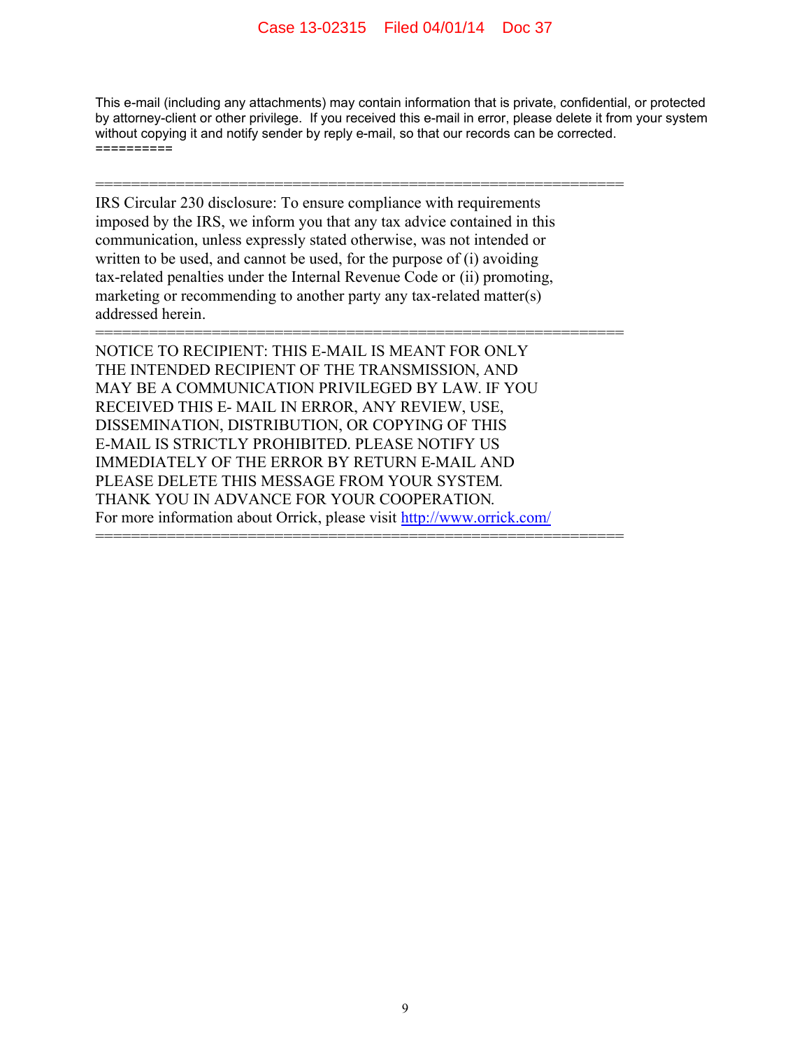This e-mail (including any attachments) may contain information that is private, confidential, or protected by attorney-client or other privilege. If you received this e-mail in error, please delete it from your system without copying it and notify sender by reply e-mail, so that our records can be corrected.
==========

============================================================

IRS Circular 230 disclosure: To ensure compliance with requirements imposed by the IRS, we inform you that any tax advice contained in this communication, unless expressly stated otherwise, was not intended or written to be used, and cannot be used, for the purpose of (i) avoiding tax-related penalties under the Internal Revenue Code or (ii) promoting, marketing or recommending to another party any tax-related matter(s) addressed herein.

============================================================

NOTICE TO RECIPIENT: THIS E-MAIL IS MEANT FOR ONLY THE INTENDED RECIPIENT OF THE TRANSMISSION, AND MAY BE A COMMUNICATION PRIVILEGED BY LAW. IF YOU RECEIVED THIS E- MAIL IN ERROR, ANY REVIEW, USE, DISSEMINATION, DISTRIBUTION, OR COPYING OF THIS E-MAIL IS STRICTLY PROHIBITED. PLEASE NOTIFY US IMMEDIATELY OF THE ERROR BY RETURN E-MAIL AND PLEASE DELETE THIS MESSAGE FROM YOUR SYSTEM. THANK YOU IN ADVANCE FOR YOUR COOPERATION.
For more information about Orrick, please visit http://www.orrick.com/

============================================================